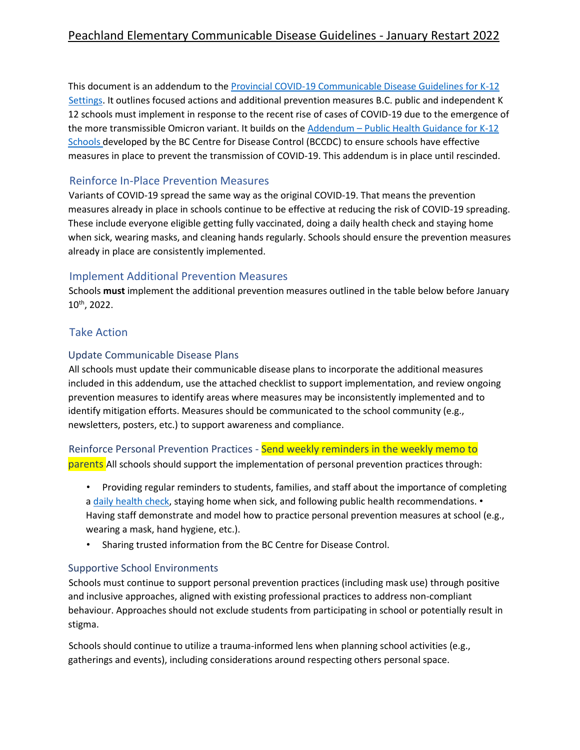# Peachland Elementary Communicable Disease Guidelines - January Restart 2022

This document is an addendum to the [Provincial COVID-19 Communicable Disease Guidelines for K-12 Settings](). It outlines focused actions and additional prevention measures B.C. public and independent K 12 schools must implement in response to the recent rise of cases of COVID-19 due to the emergence of the more transmissible Omicron variant. It builds on the [Addendum – Public Health Guidance for K-12 Schools]() developed by the BC Centre for Disease Control (BCCDC) to ensure schools have effective measures in place to prevent the transmission of COVID-19. This addendum is in place until rescinded.

## Reinforce In-Place Prevention Measures

Variants of COVID-19 spread the same way as the original COVID-19. That means the prevention measures already in place in schools continue to be effective at reducing the risk of COVID-19 spreading. These include everyone eligible getting fully vaccinated, doing a daily health check and staying home when sick, wearing masks, and cleaning hands regularly. Schools should ensure the prevention measures already in place are consistently implemented.

## Implement Additional Prevention Measures

Schools **must** implement the additional prevention measures outlined in the table below before January 10th, 2022.

## Take Action

### Update Communicable Disease Plans

All schools must update their communicable disease plans to incorporate the additional measures included in this addendum, use the attached checklist to support implementation, and review ongoing prevention measures to identify areas where measures may be inconsistently implemented and to identify mitigation efforts. Measures should be communicated to the school community (e.g., newsletters, posters, etc.) to support awareness and compliance.

### Reinforce Personal Prevention Practices - Send weekly reminders in the weekly memo to parents

All schools should support the implementation of personal prevention practices through:

- Providing regular reminders to students, families, and staff about the importance of completing a [daily health check](), staying home when sick, and following public health recommendations.
- Having staff demonstrate and model how to practice personal prevention measures at school (e.g., wearing a mask, hand hygiene, etc.).
- Sharing trusted information from the BC Centre for Disease Control.

### Supportive School Environments

Schools must continue to support personal prevention practices (including mask use) through positive and inclusive approaches, aligned with existing professional practices to address non-compliant behaviour. Approaches should not exclude students from participating in school or potentially result in stigma.

Schools should continue to utilize a trauma-informed lens when planning school activities (e.g., gatherings and events), including considerations around respecting others personal space.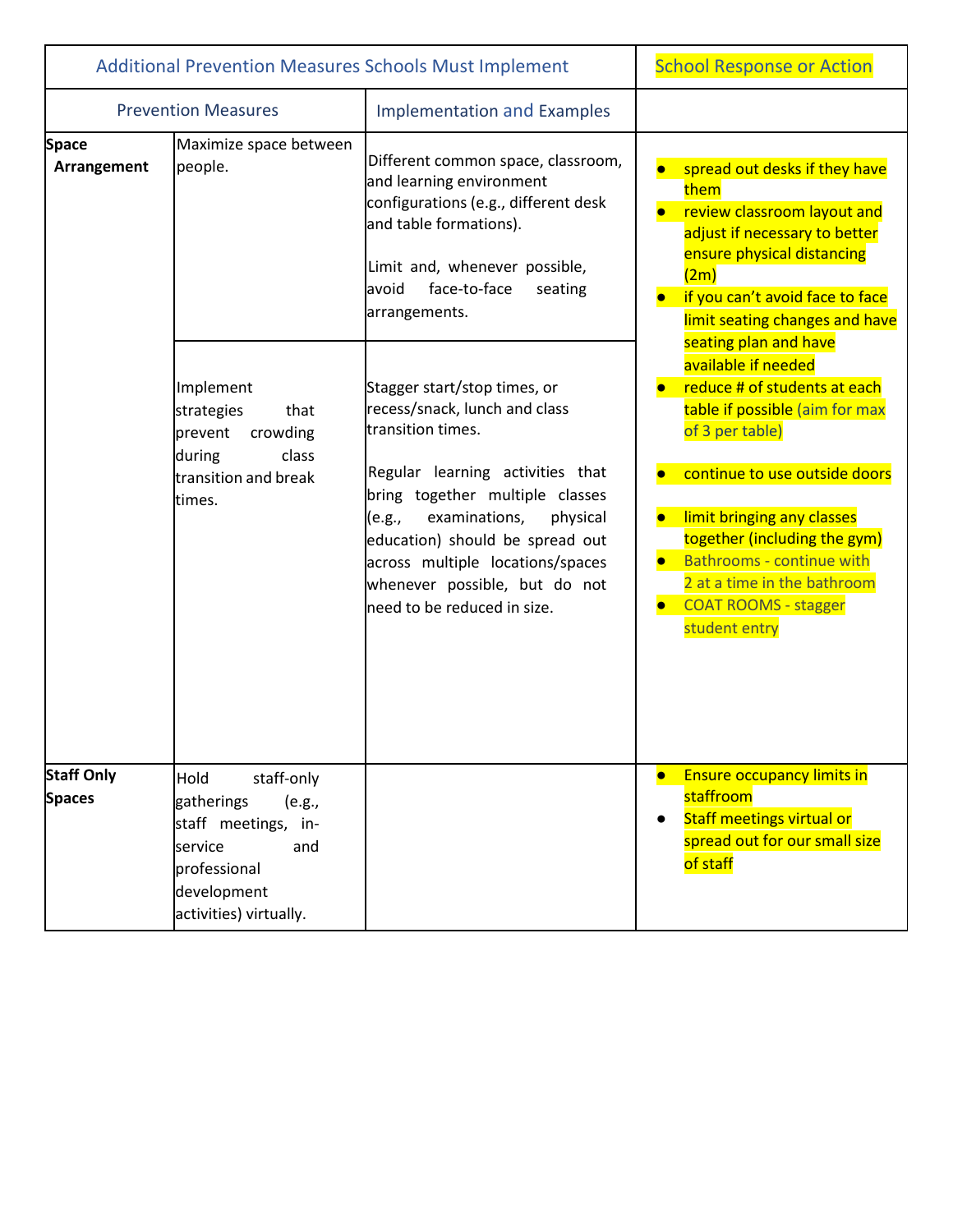| Additional Prevention Measures Schools Must Implement | | | School Response or Action |
|---|---|---|---|
| Prevention Measures | | Implementation and Examples | |
| **Space Arrangement** | Maximize space between people. | Different common space, classroom, and learning environment configurations (e.g., different desk and table formations).<br><br>Limit and, whenever possible, avoid face-to-face seating arrangements. | • spread out desks if they have them<br>• review classroom layout and adjust if necessary to better ensure physical distancing (2m)<br>• if you can't avoid face to face limit seating changes and have seating plan and have available if needed<br>• reduce # of students at each table if possible (aim for max of 3 per table)<br><br>• continue to use outside doors<br><br>• limit bringing any classes together (including the gym)<br>• Bathrooms - continue with 2 at a time in the bathroom<br>• COAT ROOMS - stagger student entry |
| | Implement strategies that prevent crowding during class transition and break times. | Stagger start/stop times, or recess/snack, lunch and class transition times.<br><br>Regular learning activities that bring together multiple classes (e.g., examinations, physical education) should be spread out across multiple locations/spaces whenever possible, but do not need to be reduced in size. | |
| **Staff Only Spaces** | Hold staff-only gatherings (e.g., staff meetings, in-service and professional development activities) virtually. | | • Ensure occupancy limits in staffroom<br>• Staff meetings virtual or spread out for our small size of staff |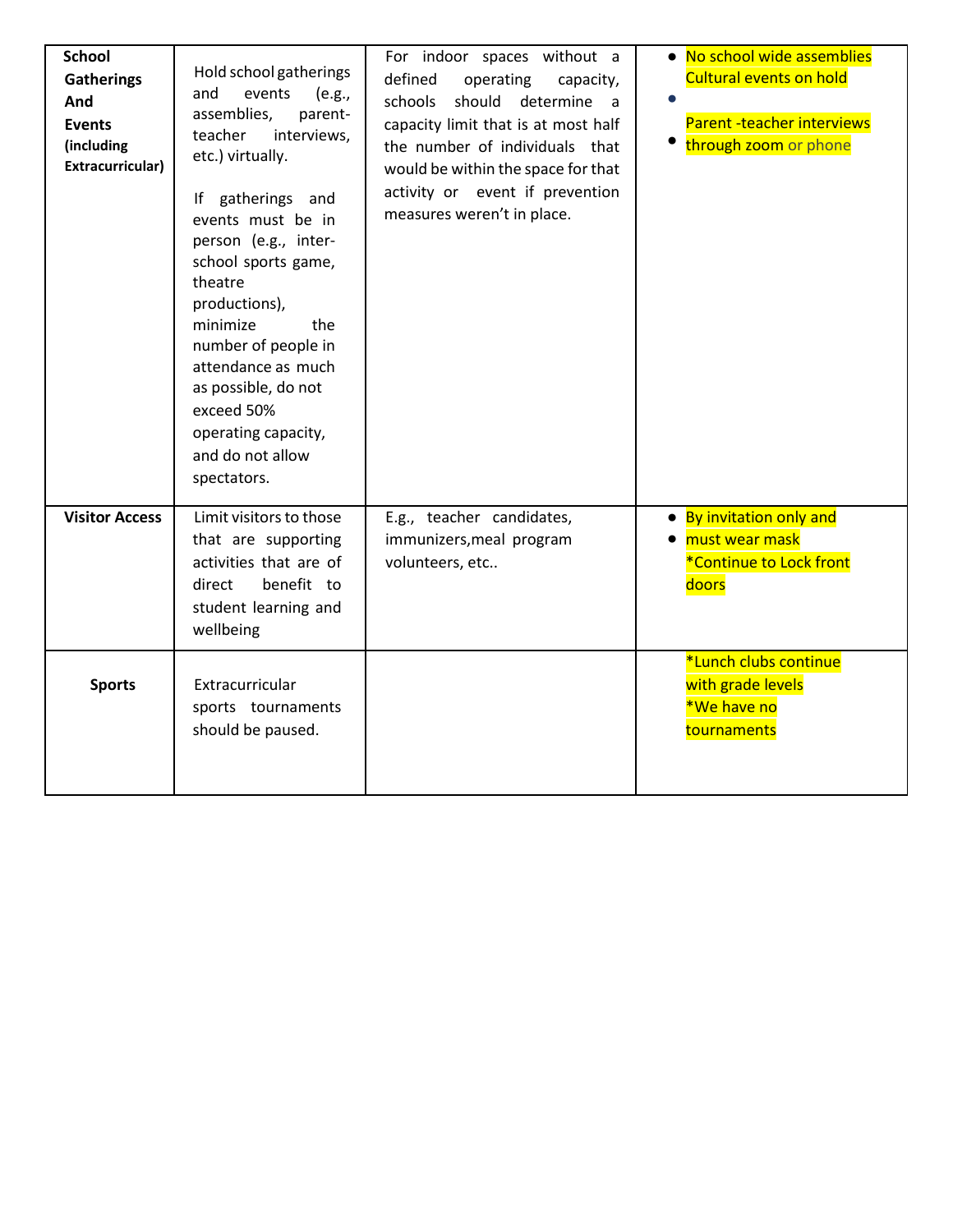| School Gatherings And Events (including Extracurricular) | Hold school gatherings and events (e.g., assemblies, parent-teacher interviews, etc.) virtually.<br><br>If gatherings and events must be in person (e.g., inter-school sports game, theatre productions), minimize the number of people in attendance as much as possible, do not exceed 50% operating capacity, and do not allow spectators. | For indoor spaces without a defined operating capacity, schools should determine a capacity limit that is at most half the number of individuals that would be within the space for that activity or event if prevention measures weren't in place. | • No school wide assemblies<br>Cultural events on hold<br>•<br>Parent -teacher interviews<br>• through zoom or phone |
|---|---|---|---|
| **Visitor Access** | Limit visitors to those that are supporting activities that are of direct benefit to student learning and wellbeing | E.g., teacher candidates, immunizers,meal program volunteers, etc.. | • By invitation only and<br>• must wear mask<br>*Continue to Lock front doors |
| **Sports** | Extracurricular sports tournaments should be paused. | | *Lunch clubs continue with grade levels<br>*We have no tournaments |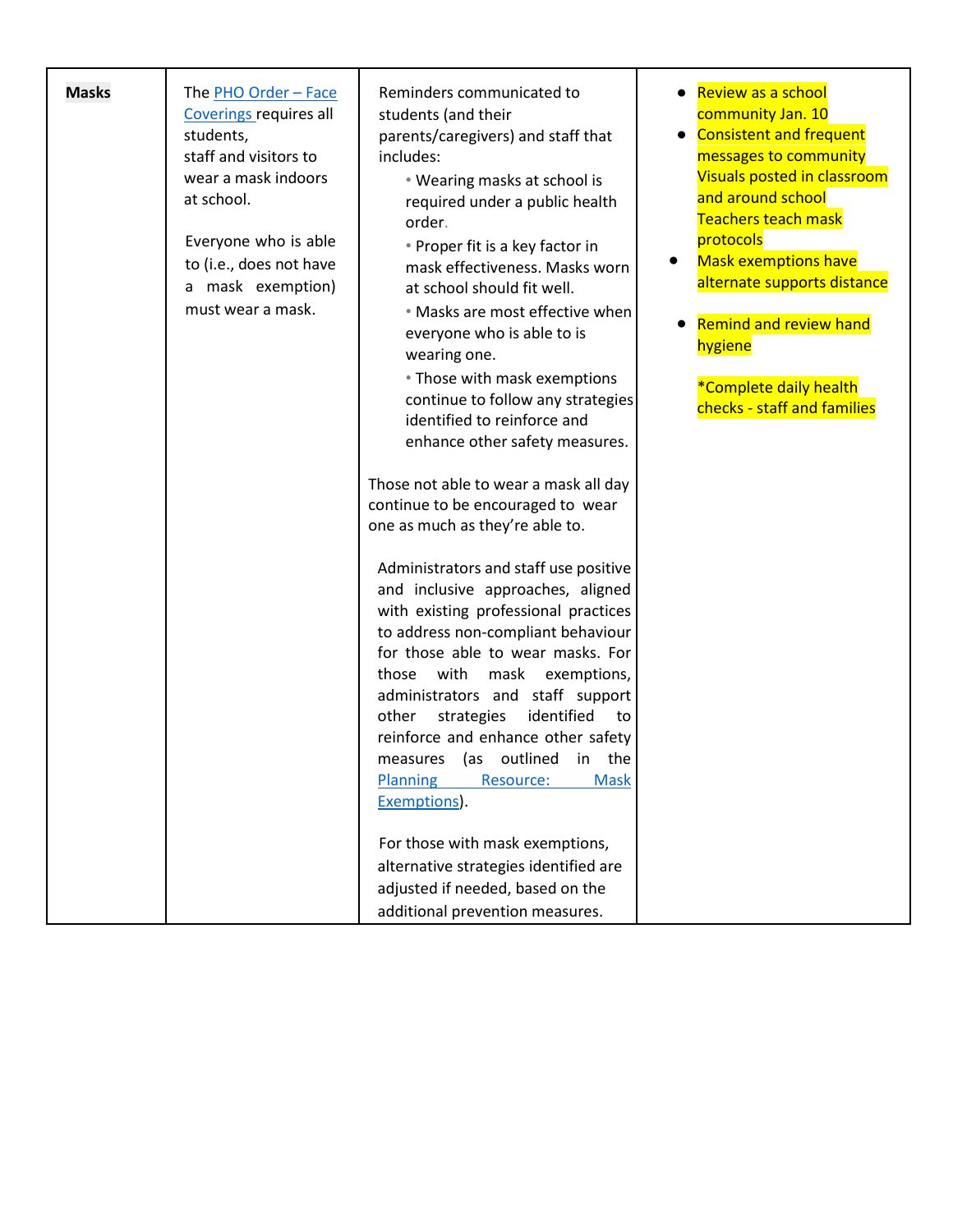| | | | |
|---|---|---|---|
| **Masks** | The PHO Order – Face Coverings requires all students, staff and visitors to wear a mask indoors at school.<br><br>Everyone who is able to (i.e., does not have a mask exemption) must wear a mask. | Reminders communicated to students (and their parents/caregivers) and staff that includes:<br>• Wearing masks at school is required under a public health order.<br>• Proper fit is a key factor in mask effectiveness. Masks worn at school should fit well.<br>• Masks are most effective when everyone who is able to is wearing one.<br>• Those with mask exemptions continue to follow any strategies identified to reinforce and enhance other safety measures.<br><br>Those not able to wear a mask all day continue to be encouraged to wear one as much as they're able to.<br><br>Administrators and staff use positive and inclusive approaches, aligned with existing professional practices to address non-compliant behaviour for those able to wear masks. For those with mask exemptions, administrators and staff support other strategies identified to reinforce and enhance other safety measures (as outlined in the Planning Resource: Mask Exemptions).<br><br>For those with mask exemptions, alternative strategies identified are adjusted if needed, based on the additional prevention measures. | • Review as a school community Jan. 10<br>• Consistent and frequent messages to community Visuals posted in classroom and around school Teachers teach mask protocols<br>• Mask exemptions have alternate supports distance<br><br>• Remind and review hand hygiene<br><br>*Complete daily health checks - staff and families |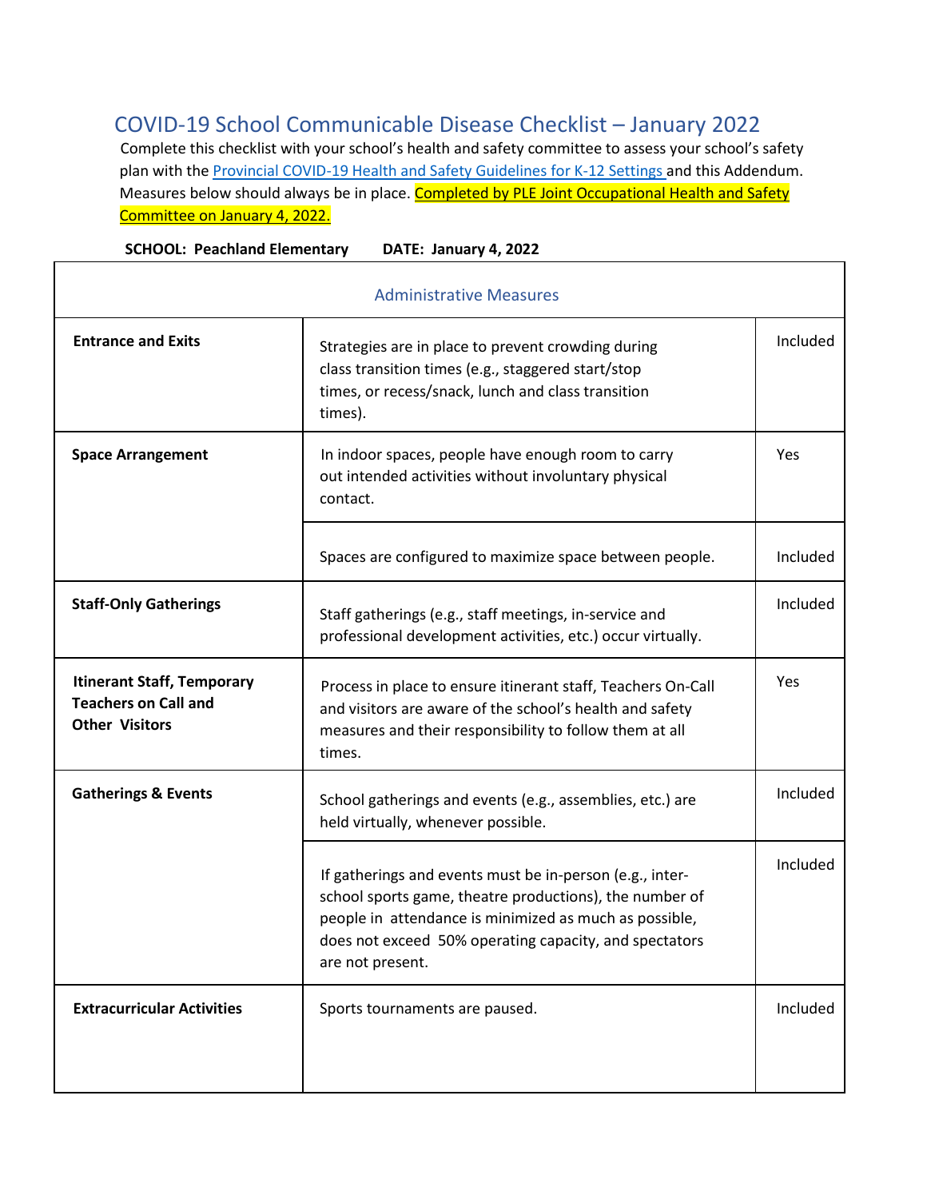# COVID-19 School Communicable Disease Checklist – January 2022

Complete this checklist with your school's health and safety committee to assess your school's safety plan with the [Provincial COVID-19 Health and Safety Guidelines for K-12 Settings](#) and this Addendum. Measures below should always be in place. Completed by PLE Joint Occupational Health and Safety Committee on January 4, 2022.

**SCHOOL: Peachland Elementary** **DATE: January 4, 2022**

| Administrative Measures | | |
|---|---|---|
| **Entrance and Exits** | Strategies are in place to prevent crowding during class transition times (e.g., staggered start/stop times, or recess/snack, lunch and class transition times). | Included |
| **Space Arrangement** | In indoor spaces, people have enough room to carry out intended activities without involuntary physical contact. | Yes |
| | Spaces are configured to maximize space between people. | Included |
| **Staff-Only Gatherings** | Staff gatherings (e.g., staff meetings, in-service and professional development activities, etc.) occur virtually. | Included |
| **Itinerant Staff, Temporary Teachers on Call and Other Visitors** | Process in place to ensure itinerant staff, Teachers On-Call and visitors are aware of the school's health and safety measures and their responsibility to follow them at all times. | Yes |
| **Gatherings & Events** | School gatherings and events (e.g., assemblies, etc.) are held virtually, whenever possible. | Included |
| | If gatherings and events must be in-person (e.g., inter-school sports game, theatre productions), the number of people in attendance is minimized as much as possible, does not exceed 50% operating capacity, and spectators are not present. | Included |
| **Extracurricular Activities** | Sports tournaments are paused. | Included |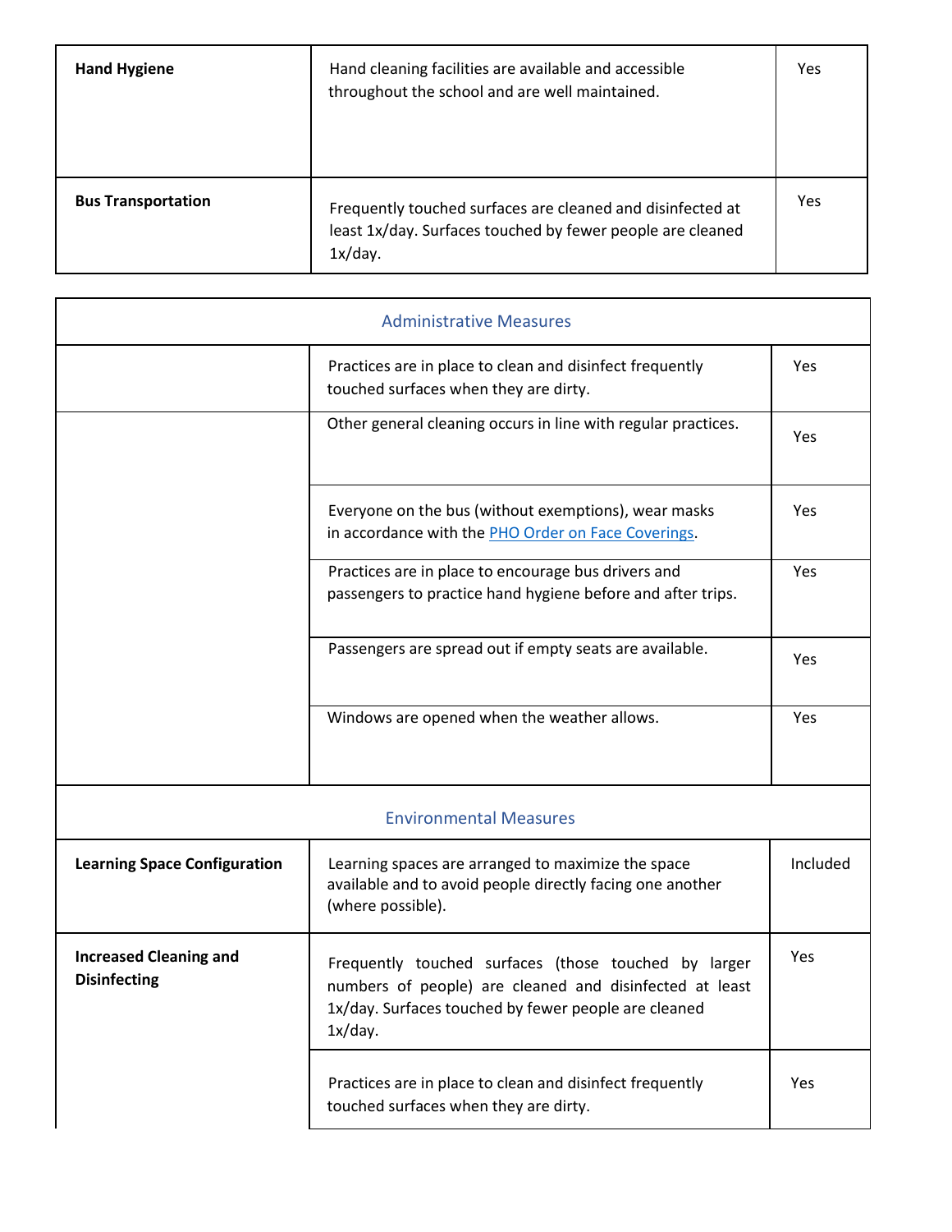| | | |
|---|---|---|
| **Hand Hygiene** | Hand cleaning facilities are available and accessible throughout the school and are well maintained. | Yes |
| **Bus Transportation** | Frequently touched surfaces are cleaned and disinfected at least 1x/day. Surfaces touched by fewer people are cleaned 1x/day. | Yes |

| Administrative Measures | | |
|---|---|---|
| | Practices are in place to clean and disinfect frequently touched surfaces when they are dirty. | Yes |
| | Other general cleaning occurs in line with regular practices. | Yes |
| | Everyone on the bus (without exemptions), wear masks in accordance with the [PHO Order on Face Coverings](). | Yes |
| | Practices are in place to encourage bus drivers and passengers to practice hand hygiene before and after trips. | Yes |
| | Passengers are spread out if empty seats are available. | Yes |
| | Windows are opened when the weather allows. | Yes |
| **Environmental Measures** | | |
| **Learning Space Configuration** | Learning spaces are arranged to maximize the space available and to avoid people directly facing one another (where possible). | Included |
| **Increased Cleaning and Disinfecting** | Frequently touched surfaces (those touched by larger numbers of people) are cleaned and disinfected at least 1x/day. Surfaces touched by fewer people are cleaned 1x/day. | Yes |
| | Practices are in place to clean and disinfect frequently touched surfaces when they are dirty. | Yes |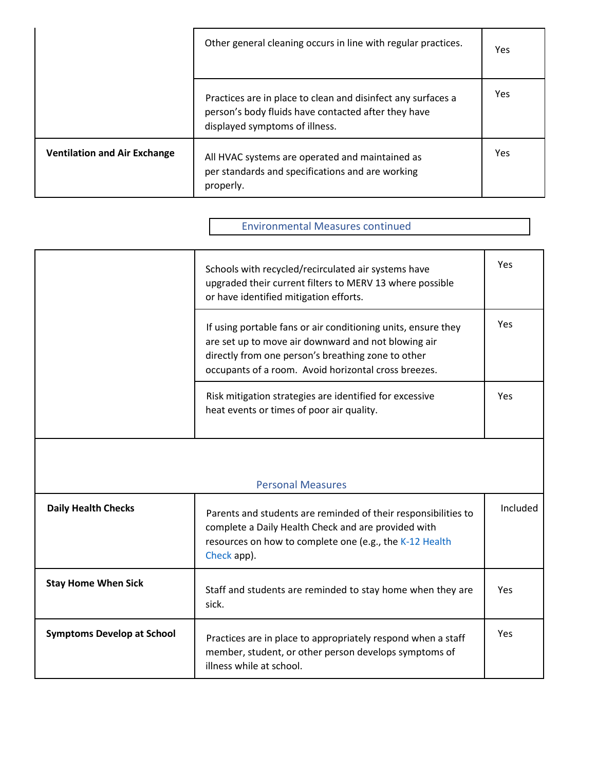| | | |
|---|---|---|
| | Other general cleaning occurs in line with regular practices. | Yes |
| | Practices are in place to clean and disinfect any surfaces a person's body fluids have contacted after they have displayed symptoms of illness. | Yes |
| **Ventilation and Air Exchange** | All HVAC systems are operated and maintained as per standards and specifications and are working properly. | Yes |

Environmental Measures continued

| | | |
|---|---|---|
| | Schools with recycled/recirculated air systems have upgraded their current filters to MERV 13 where possible or have identified mitigation efforts. | Yes |
| | If using portable fans or air conditioning units, ensure they are set up to move air downward and not blowing air directly from one person's breathing zone to other occupants of a room. Avoid horizontal cross breezes. | Yes |
| | Risk mitigation strategies are identified for excessive heat events or times of poor air quality. | Yes |
| | **Personal Measures** | |
| **Daily Health Checks** | Parents and students are reminded of their responsibilities to complete a Daily Health Check and are provided with resources on how to complete one (e.g., the K-12 Health Check app). | Included |
| **Stay Home When Sick** | Staff and students are reminded to stay home when they are sick. | Yes |
| **Symptoms Develop at School** | Practices are in place to appropriately respond when a staff member, student, or other person develops symptoms of illness while at school. | Yes |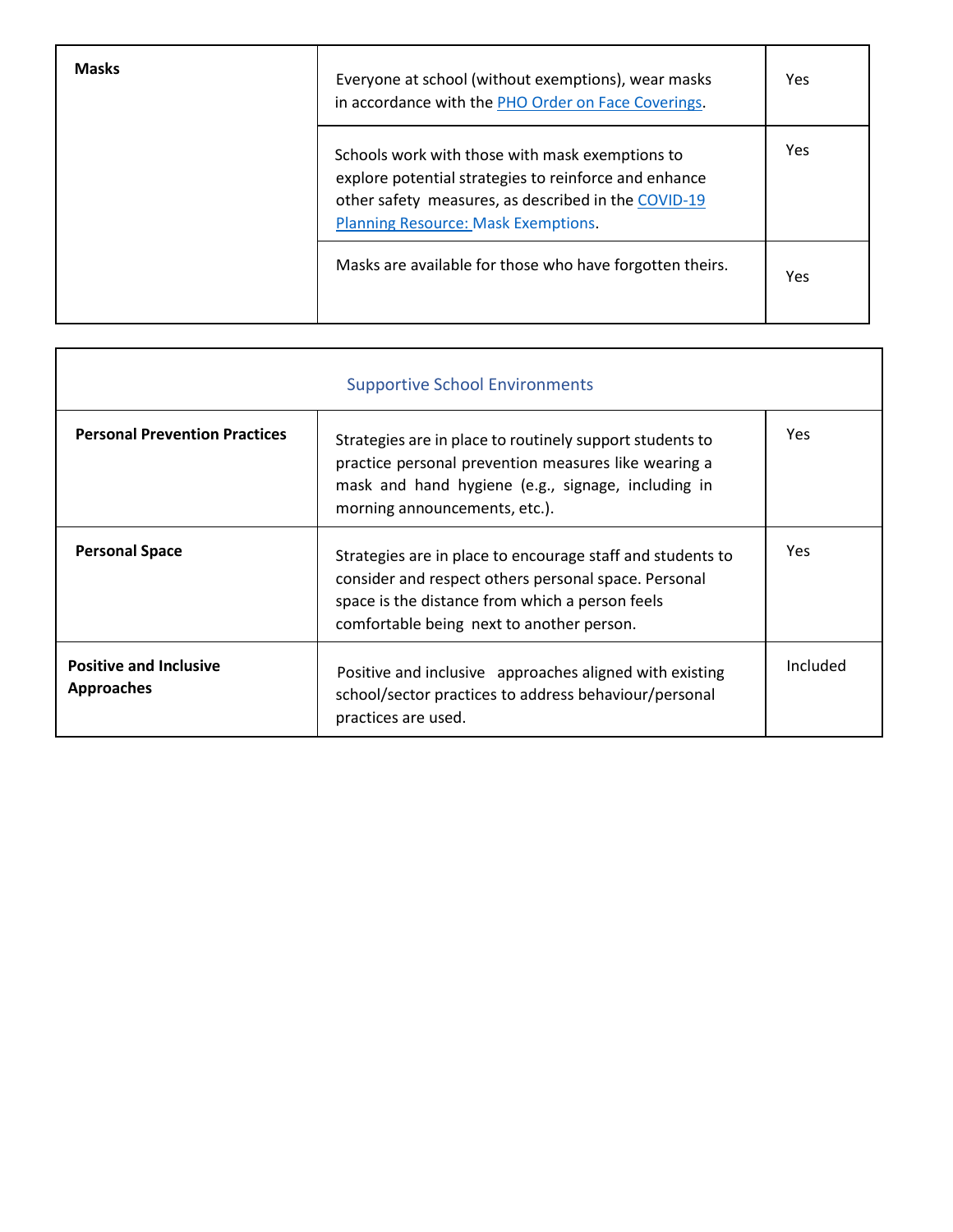| | | |
|---|---|---|
| **Masks** | Everyone at school (without exemptions), wear masks in accordance with the PHO Order on Face Coverings. | Yes |
| | Schools work with those with mask exemptions to explore potential strategies to reinforce and enhance other safety measures, as described in the COVID-19 Planning Resource: Mask Exemptions. | Yes |
| | Masks are available for those who have forgotten theirs. | Yes |

| Supportive School Environments | | |
|---|---|---|
| **Personal Prevention Practices** | Strategies are in place to routinely support students to practice personal prevention measures like wearing a mask and hand hygiene (e.g., signage, including in morning announcements, etc.). | Yes |
| **Personal Space** | Strategies are in place to encourage staff and students to consider and respect others personal space. Personal space is the distance from which a person feels comfortable being next to another person. | Yes |
| **Positive and Inclusive Approaches** | Positive and inclusive approaches aligned with existing school/sector practices to address behaviour/personal practices are used. | Included |